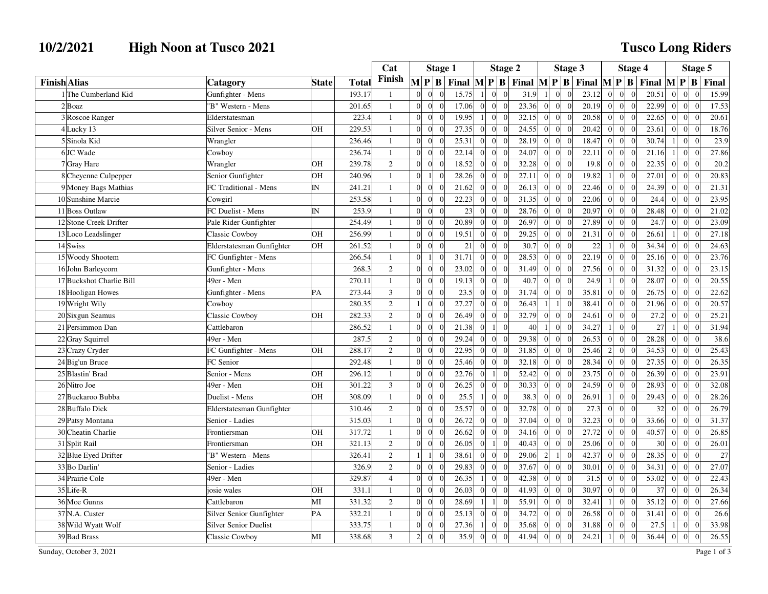# 10/2/2021 High Noon at Tusco 2021

## Tusco Long Riders

| Finish | Alias | Catagory | State | Total | Cat Finish | Stage 1 | | | | Stage 2 | | | | Stage 3 | | | | Stage 4 | | | | Stage 5 | | | |
|---|---|---|---|---|---|---|---|---|---|---|---|---|---|---|---|---|---|---|---|---|---|---|---|---|---|
| | | | | | | M | P | B | Final | M | P | B | Final | M | P | B | Final | M | P | B | Final | M | P | B | Final |
| 1 | The Cumberland Kid | Gunfighter - Mens | | 193.17 | 1 | 0 | 0 | 0 | 15.75 | 1 | 0 | 0 | 31.9 | 1 | 0 | 0 | 23.12 | 0 | 0 | 0 | 20.51 | 0 | 0 | 0 | 15.99 |
| 2 | Boaz | "B" Western - Mens | | 201.65 | 1 | 0 | 0 | 0 | 17.06 | 0 | 0 | 0 | 23.36 | 0 | 0 | 0 | 20.19 | 0 | 0 | 0 | 22.99 | 0 | 0 | 0 | 17.53 |
| 3 | Roscoe Ranger | Elderstatesman | | 223.4 | 1 | 0 | 0 | 0 | 19.95 | 1 | 0 | 0 | 32.15 | 0 | 0 | 0 | 20.58 | 0 | 0 | 0 | 22.65 | 0 | 0 | 0 | 20.61 |
| 4 | Lucky 13 | Silver Senior - Mens | OH | 229.53 | 1 | 0 | 0 | 0 | 27.35 | 0 | 0 | 0 | 24.55 | 0 | 0 | 0 | 20.42 | 0 | 0 | 0 | 23.61 | 0 | 0 | 0 | 18.76 |
| 5 | Sinola Kid | Wrangler | | 236.46 | 1 | 0 | 0 | 0 | 25.31 | 0 | 0 | 0 | 28.19 | 0 | 0 | 0 | 18.47 | 0 | 0 | 0 | 30.74 | 1 | 0 | 0 | 23.9 |
| 6 | JC Wade | Cowboy | | 236.74 | 1 | 0 | 0 | 0 | 22.14 | 0 | 0 | 0 | 24.07 | 0 | 0 | 0 | 22.11 | 0 | 0 | 0 | 21.16 | 1 | 0 | 0 | 27.86 |
| 7 | Gray Hare | Wrangler | OH | 239.78 | 2 | 0 | 0 | 0 | 18.52 | 0 | 0 | 0 | 32.28 | 0 | 0 | 0 | 19.8 | 0 | 0 | 0 | 22.35 | 0 | 0 | 0 | 20.2 |
| 8 | Cheyenne Culpepper | Senior Gunfighter | OH | 240.96 | 1 | 0 | 1 | 0 | 28.26 | 0 | 0 | 0 | 27.11 | 0 | 0 | 0 | 19.82 | 1 | 0 | 0 | 27.01 | 0 | 0 | 0 | 20.83 |
| 9 | Money Bags Mathias | FC Traditional - Mens | IN | 241.21 | 1 | 0 | 0 | 0 | 21.62 | 0 | 0 | 0 | 26.13 | 0 | 0 | 0 | 22.46 | 0 | 0 | 0 | 24.39 | 0 | 0 | 0 | 21.31 |
| 10 | Sunshine Marcie | Cowgirl | | 253.58 | 1 | 0 | 0 | 0 | 22.23 | 0 | 0 | 0 | 31.35 | 0 | 0 | 0 | 22.06 | 0 | 0 | 0 | 24.4 | 0 | 0 | 0 | 23.95 |
| 11 | Boss Outlaw | FC Duelist - Mens | IN | 253.9 | 1 | 0 | 0 | 0 | 23 | 0 | 0 | 0 | 28.76 | 0 | 0 | 0 | 20.97 | 0 | 0 | 0 | 28.48 | 0 | 0 | 0 | 21.02 |
| 12 | Stone Creek Drifter | Pale Rider Gunfighter | | 254.49 | 1 | 0 | 0 | 0 | 20.89 | 0 | 0 | 0 | 26.97 | 0 | 0 | 0 | 27.89 | 0 | 0 | 0 | 24.7 | 0 | 0 | 0 | 23.09 |
| 13 | Loco Leadslinger | Classic Cowboy | OH | 256.99 | 1 | 0 | 0 | 0 | 19.51 | 0 | 0 | 0 | 29.25 | 0 | 0 | 0 | 21.31 | 0 | 0 | 0 | 26.61 | 1 | 0 | 0 | 27.18 |
| 14 | Swiss | Elderstatesman Gunfighter | OH | 261.52 | 1 | 0 | 0 | 0 | 21 | 0 | 0 | 0 | 30.7 | 0 | 0 | 0 | 22 | 1 | 0 | 0 | 34.34 | 0 | 0 | 0 | 24.63 |
| 15 | Woody Shootem | FC Gunfighter - Mens | | 266.54 | 1 | 0 | 1 | 0 | 31.71 | 0 | 0 | 0 | 28.53 | 0 | 0 | 0 | 22.19 | 0 | 0 | 0 | 25.16 | 0 | 0 | 0 | 23.76 |
| 16 | John Barleycorn | Gunfighter - Mens | | 268.3 | 2 | 0 | 0 | 0 | 23.02 | 0 | 0 | 0 | 31.49 | 0 | 0 | 0 | 27.56 | 0 | 0 | 0 | 31.32 | 0 | 0 | 0 | 23.15 |
| 17 | Buckshot Charlie Bill | 49er - Men | | 270.11 | 1 | 0 | 0 | 0 | 19.13 | 0 | 0 | 0 | 40.7 | 0 | 0 | 0 | 24.9 | 1 | 0 | 0 | 28.07 | 0 | 0 | 0 | 20.55 |
| 18 | Hooligan Howes | Gunfighter - Mens | PA | 273.44 | 3 | 0 | 0 | 0 | 23.5 | 0 | 0 | 0 | 31.74 | 0 | 0 | 0 | 35.81 | 0 | 0 | 0 | 26.75 | 0 | 0 | 0 | 22.62 |
| 19 | Wright Wily | Cowboy | | 280.35 | 2 | 1 | 0 | 0 | 27.27 | 0 | 0 | 0 | 26.43 | 1 | 1 | 0 | 38.41 | 0 | 0 | 0 | 21.96 | 0 | 0 | 0 | 20.57 |
| 20 | Sixgun Seamus | Classic Cowboy | OH | 282.33 | 2 | 0 | 0 | 0 | 26.49 | 0 | 0 | 0 | 32.79 | 0 | 0 | 0 | 24.61 | 0 | 0 | 0 | 27.2 | 0 | 0 | 0 | 25.21 |
| 21 | Persimmon Dan | Cattlebaron | | 286.52 | 1 | 0 | 0 | 0 | 21.38 | 0 | 1 | 0 | 40 | 1 | 0 | 0 | 34.27 | 1 | 0 | 0 | 27 | 1 | 0 | 0 | 31.94 |
| 22 | Gray Squirrel | 49er - Men | | 287.5 | 2 | 0 | 0 | 0 | 29.24 | 0 | 0 | 0 | 29.38 | 0 | 0 | 0 | 26.53 | 0 | 0 | 0 | 28.28 | 0 | 0 | 0 | 38.6 |
| 23 | Crazy Cryder | FC Gunfighter - Mens | OH | 288.17 | 2 | 0 | 0 | 0 | 22.95 | 0 | 0 | 0 | 31.85 | 0 | 0 | 0 | 25.46 | 2 | 0 | 0 | 34.53 | 0 | 0 | 0 | 25.43 |
| 24 | Big'un Bruce | FC Senior | | 292.48 | 1 | 0 | 0 | 0 | 25.46 | 0 | 0 | 0 | 32.18 | 0 | 0 | 0 | 28.34 | 0 | 0 | 0 | 27.35 | 0 | 0 | 0 | 26.35 |
| 25 | Blastin' Brad | Senior - Mens | OH | 296.12 | 1 | 0 | 0 | 0 | 22.76 | 0 | 1 | 0 | 52.42 | 0 | 0 | 0 | 23.75 | 0 | 0 | 0 | 26.39 | 0 | 0 | 0 | 23.91 |
| 26 | Nitro Joe | 49er - Men | OH | 301.22 | 3 | 0 | 0 | 0 | 26.25 | 0 | 0 | 0 | 30.33 | 0 | 0 | 0 | 24.59 | 0 | 0 | 0 | 28.93 | 0 | 0 | 0 | 32.08 |
| 27 | Buckaroo Bubba | Duelist - Mens | OH | 308.09 | 1 | 0 | 0 | 0 | 25.5 | 1 | 0 | 0 | 38.3 | 0 | 0 | 0 | 26.91 | 1 | 0 | 0 | 29.43 | 0 | 0 | 0 | 28.26 |
| 28 | Buffalo Dick | Elderstatesman Gunfighter | | 310.46 | 2 | 0 | 0 | 0 | 25.57 | 0 | 0 | 0 | 32.78 | 0 | 0 | 0 | 27.3 | 0 | 0 | 0 | 32 | 0 | 0 | 0 | 26.79 |
| 29 | Patsy Montana | Senior - Ladies | | 315.03 | 1 | 0 | 0 | 0 | 26.72 | 0 | 0 | 0 | 37.04 | 0 | 0 | 0 | 32.23 | 0 | 0 | 0 | 33.66 | 0 | 0 | 0 | 31.37 |
| 30 | Cheatin Charlie | Frontiersman | OH | 317.72 | 1 | 0 | 0 | 0 | 26.62 | 0 | 0 | 0 | 34.16 | 0 | 0 | 0 | 27.72 | 0 | 0 | 0 | 40.57 | 0 | 0 | 0 | 26.85 |
| 31 | Split Rail | Frontiersman | OH | 321.13 | 2 | 0 | 0 | 0 | 26.05 | 0 | 1 | 0 | 40.43 | 0 | 0 | 0 | 25.06 | 0 | 0 | 0 | 30 | 0 | 0 | 0 | 26.01 |
| 32 | Blue Eyed Drifter | "B" Western - Mens | | 326.41 | 2 | 1 | 1 | 0 | 38.61 | 0 | 0 | 0 | 29.06 | 2 | 1 | 0 | 42.37 | 0 | 0 | 0 | 28.35 | 0 | 0 | 0 | 27 |
| 33 | Bo Darlin' | Senior - Ladies | | 326.9 | 2 | 0 | 0 | 0 | 29.83 | 0 | 0 | 0 | 37.67 | 0 | 0 | 0 | 30.01 | 0 | 0 | 0 | 34.31 | 0 | 0 | 0 | 27.07 |
| 34 | Prairie Cole | 49er - Men | | 329.87 | 4 | 0 | 0 | 0 | 26.35 | 1 | 0 | 0 | 42.38 | 0 | 0 | 0 | 31.5 | 0 | 0 | 0 | 53.02 | 0 | 0 | 0 | 22.43 |
| 35 | Life-R | josie wales | OH | 331.1 | 1 | 0 | 0 | 0 | 26.03 | 0 | 0 | 0 | 41.93 | 0 | 0 | 0 | 30.97 | 0 | 0 | 0 | 37 | 0 | 0 | 0 | 26.34 |
| 36 | Moe Gunns | Cattlebaron | MI | 331.32 | 2 | 0 | 0 | 0 | 28.69 | 1 | 1 | 0 | 55.91 | 0 | 0 | 0 | 32.41 | 1 | 0 | 0 | 35.12 | 0 | 0 | 0 | 27.66 |
| 37 | N.A. Custer | Silver Senior Gunfighter | PA | 332.21 | 1 | 0 | 0 | 0 | 25.13 | 0 | 0 | 0 | 34.72 | 0 | 0 | 0 | 26.58 | 0 | 0 | 0 | 31.41 | 0 | 0 | 0 | 26.6 |
| 38 | Wild Wyatt Wolf | Silver Senior Duelist | | 333.75 | 1 | 0 | 0 | 0 | 27.36 | 1 | 0 | 0 | 35.68 | 0 | 0 | 0 | 31.88 | 0 | 0 | 0 | 27.5 | 1 | 0 | 0 | 33.98 |
| 39 | Bad Brass | Classic Cowboy | MI | 338.68 | 3 | 2 | 0 | 0 | 35.9 | 0 | 0 | 0 | 41.94 | 0 | 0 | 0 | 24.21 | 1 | 0 | 0 | 36.44 | 0 | 0 | 0 | 26.55 |

Sunday, October 3, 2021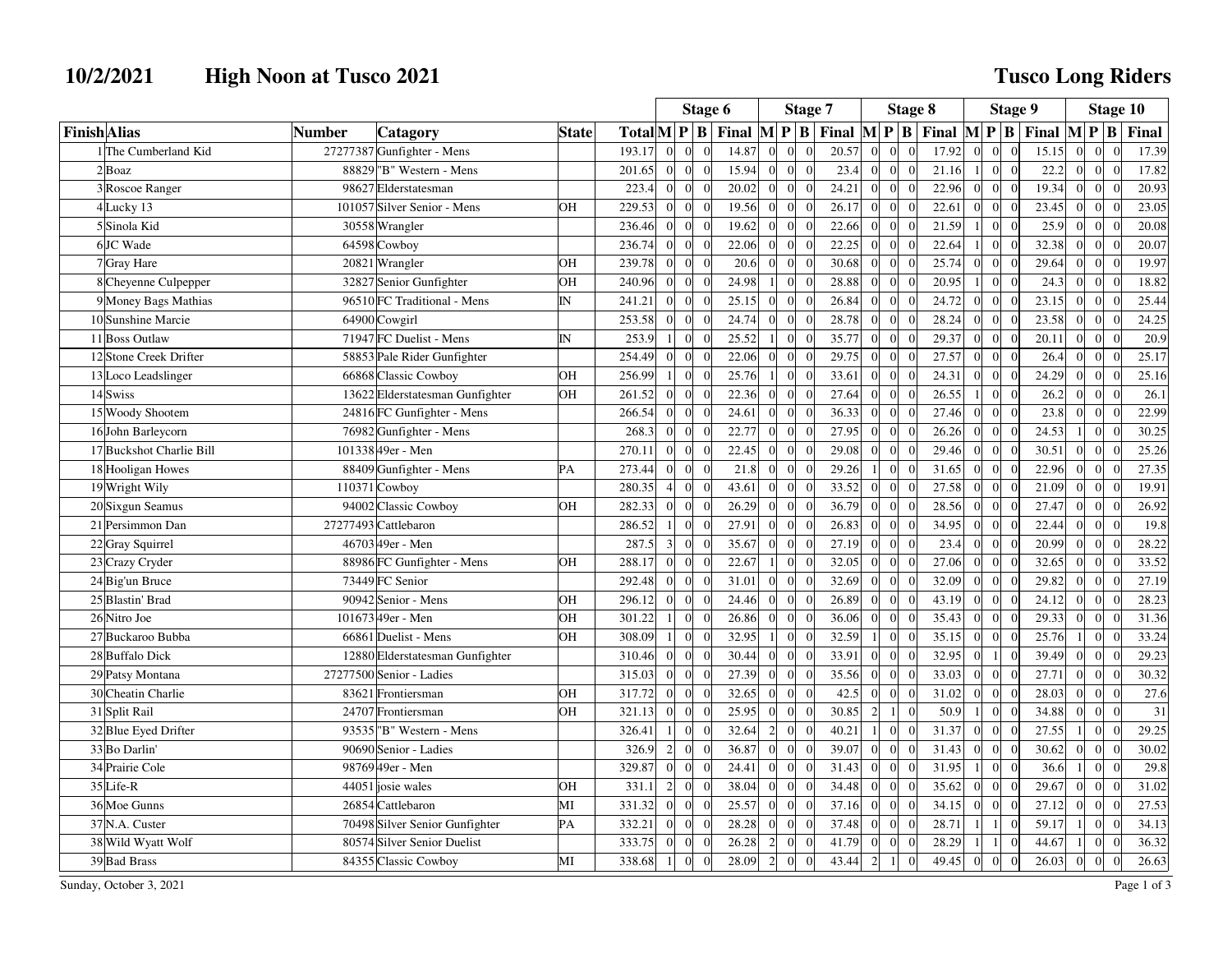# 10/2/2021 High Noon at Tusco 2021 Tusco Long Riders

| Finish | Alias | Number | Catagory | State | Total | Stage 6 | | | | Stage 7 | | | | Stage 8 | | | | Stage 9 | | | | Stage 10 | | | |
|---|---|---|---|---|---|---|---|---|---|---|---|---|---|---|---|---|---|---|---|---|---|---|---|---|---|
| | | | | | | M | P | B | Final | M | P | B | Final | M | P | B | Final | M | P | B | Final | M | P | B | Final |
| 1 | The Cumberland Kid | 27277387 | Gunfighter - Mens | | 193.17 | 0 | 0 | 0 | 14.87 | 0 | 0 | 0 | 20.57 | 0 | 0 | 0 | 17.92 | 0 | 0 | 0 | 15.15 | 0 | 0 | 0 | 17.39 |
| 2 | Boaz | 88829 | "B" Western - Mens | | 201.65 | 0 | 0 | 0 | 15.94 | 0 | 0 | 0 | 23.4 | 0 | 0 | 0 | 21.16 | 1 | 0 | 0 | 22.2 | 0 | 0 | 0 | 17.82 |
| 3 | Roscoe Ranger | 98627 | Elderstatesman | | 223.4 | 0 | 0 | 0 | 20.02 | 0 | 0 | 0 | 24.21 | 0 | 0 | 0 | 22.96 | 0 | 0 | 0 | 19.34 | 0 | 0 | 0 | 20.93 |
| 4 | Lucky 13 | 101057 | Silver Senior - Mens | OH | 229.53 | 0 | 0 | 0 | 19.56 | 0 | 0 | 0 | 26.17 | 0 | 0 | 0 | 22.61 | 0 | 0 | 0 | 23.45 | 0 | 0 | 0 | 23.05 |
| 5 | Sinola Kid | 30558 | Wrangler | | 236.46 | 0 | 0 | 0 | 19.62 | 0 | 0 | 0 | 22.66 | 0 | 0 | 0 | 21.59 | 1 | 0 | 0 | 25.9 | 0 | 0 | 0 | 20.08 |
| 6 | JC Wade | 64598 | Cowboy | | 236.74 | 0 | 0 | 0 | 22.06 | 0 | 0 | 0 | 22.25 | 0 | 0 | 0 | 22.64 | 1 | 0 | 0 | 32.38 | 0 | 0 | 0 | 20.07 |
| 7 | Gray Hare | 20821 | Wrangler | OH | 239.78 | 0 | 0 | 0 | 20.6 | 0 | 0 | 0 | 30.68 | 0 | 0 | 0 | 25.74 | 0 | 0 | 0 | 29.64 | 0 | 0 | 0 | 19.97 |
| 8 | Cheyenne Culpepper | 32827 | Senior Gunfighter | OH | 240.96 | 0 | 0 | 0 | 24.98 | 1 | 0 | 0 | 28.88 | 0 | 0 | 0 | 20.95 | 1 | 0 | 0 | 24.3 | 0 | 0 | 0 | 18.82 |
| 9 | Money Bags Mathias | 96510 | FC Traditional - Mens | IN | 241.21 | 0 | 0 | 0 | 25.15 | 0 | 0 | 0 | 26.84 | 0 | 0 | 0 | 24.72 | 0 | 0 | 0 | 23.15 | 0 | 0 | 0 | 25.44 |
| 10 | Sunshine Marcie | 64900 | Cowgirl | | 253.58 | 0 | 0 | 0 | 24.74 | 0 | 0 | 0 | 28.78 | 0 | 0 | 0 | 28.24 | 0 | 0 | 0 | 23.58 | 0 | 0 | 0 | 24.25 |
| 11 | Boss Outlaw | 71947 | FC Duelist - Mens | IN | 253.9 | 1 | 0 | 0 | 25.52 | 1 | 0 | 0 | 35.77 | 0 | 0 | 0 | 29.37 | 0 | 0 | 0 | 20.11 | 0 | 0 | 0 | 20.9 |
| 12 | Stone Creek Drifter | 58853 | Pale Rider Gunfighter | | 254.49 | 0 | 0 | 0 | 22.06 | 0 | 0 | 0 | 29.75 | 0 | 0 | 0 | 27.57 | 0 | 0 | 0 | 26.4 | 0 | 0 | 0 | 25.17 |
| 13 | Loco Leadslinger | 66868 | Classic Cowboy | OH | 256.99 | 1 | 0 | 0 | 25.76 | 1 | 0 | 0 | 33.61 | 0 | 0 | 0 | 24.31 | 0 | 0 | 0 | 24.29 | 0 | 0 | 0 | 25.16 |
| 14 | Swiss | 13622 | Elderstatesman Gunfighter | OH | 261.52 | 0 | 0 | 0 | 22.36 | 0 | 0 | 0 | 27.64 | 0 | 0 | 0 | 26.55 | 1 | 0 | 0 | 26.2 | 0 | 0 | 0 | 26.1 |
| 15 | Woody Shootem | 24816 | FC Gunfighter - Mens | | 266.54 | 0 | 0 | 0 | 24.61 | 0 | 0 | 0 | 36.33 | 0 | 0 | 0 | 27.46 | 0 | 0 | 0 | 23.8 | 0 | 0 | 0 | 22.99 |
| 16 | John Barleycorn | 76982 | Gunfighter - Mens | | 268.3 | 0 | 0 | 0 | 22.77 | 0 | 0 | 0 | 27.95 | 0 | 0 | 0 | 26.26 | 0 | 0 | 0 | 24.53 | 1 | 0 | 0 | 30.25 |
| 17 | Buckshot Charlie Bill | 101338 | 49er - Men | | 270.11 | 0 | 0 | 0 | 22.45 | 0 | 0 | 0 | 29.08 | 0 | 0 | 0 | 29.46 | 0 | 0 | 0 | 30.51 | 0 | 0 | 0 | 25.26 |
| 18 | Hooligan Howes | 88409 | Gunfighter - Mens | PA | 273.44 | 0 | 0 | 0 | 21.8 | 0 | 0 | 0 | 29.26 | 1 | 0 | 0 | 31.65 | 0 | 0 | 0 | 22.96 | 0 | 0 | 0 | 27.35 |
| 19 | Wright Wily | 110371 | Cowboy | | 280.35 | 4 | 0 | 0 | 43.61 | 0 | 0 | 0 | 33.52 | 0 | 0 | 0 | 27.58 | 0 | 0 | 0 | 21.09 | 0 | 0 | 0 | 19.91 |
| 20 | Sixgun Seamus | 94002 | Classic Cowboy | OH | 282.33 | 0 | 0 | 0 | 26.29 | 0 | 0 | 0 | 36.79 | 0 | 0 | 0 | 28.56 | 0 | 0 | 0 | 27.47 | 0 | 0 | 0 | 26.92 |
| 21 | Persimmon Dan | 27277493 | Cattlebaron | | 286.52 | 1 | 0 | 0 | 27.91 | 0 | 0 | 0 | 26.83 | 0 | 0 | 0 | 34.95 | 0 | 0 | 0 | 22.44 | 0 | 0 | 0 | 19.8 |
| 22 | Gray Squirrel | 46703 | 49er - Men | | 287.5 | 3 | 0 | 0 | 35.67 | 0 | 0 | 0 | 27.19 | 0 | 0 | 0 | 23.4 | 0 | 0 | 0 | 20.99 | 0 | 0 | 0 | 28.22 |
| 23 | Crazy Cryder | 88986 | FC Gunfighter - Mens | OH | 288.17 | 0 | 0 | 0 | 22.67 | 1 | 0 | 0 | 32.05 | 0 | 0 | 0 | 27.06 | 0 | 0 | 0 | 32.65 | 0 | 0 | 0 | 33.52 |
| 24 | Big'un Bruce | 73449 | FC Senior | | 292.48 | 0 | 0 | 0 | 31.01 | 0 | 0 | 0 | 32.69 | 0 | 0 | 0 | 32.09 | 0 | 0 | 0 | 29.82 | 0 | 0 | 0 | 27.19 |
| 25 | Blastin' Brad | 90942 | Senior - Mens | OH | 296.12 | 0 | 0 | 0 | 24.46 | 0 | 0 | 0 | 26.89 | 0 | 0 | 0 | 43.19 | 0 | 0 | 0 | 24.12 | 0 | 0 | 0 | 28.23 |
| 26 | Nitro Joe | 101673 | 49er - Men | OH | 301.22 | 1 | 0 | 0 | 26.86 | 0 | 0 | 0 | 36.06 | 0 | 0 | 0 | 35.43 | 0 | 0 | 0 | 29.33 | 0 | 0 | 0 | 31.36 |
| 27 | Buckaroo Bubba | 66861 | Duelist - Mens | OH | 308.09 | 1 | 0 | 0 | 32.95 | 1 | 0 | 0 | 32.59 | 1 | 0 | 0 | 35.15 | 0 | 0 | 0 | 25.76 | 1 | 0 | 0 | 33.24 |
| 28 | Buffalo Dick | 12880 | Elderstatesman Gunfighter | | 310.46 | 0 | 0 | 0 | 30.44 | 0 | 0 | 0 | 33.91 | 0 | 0 | 0 | 32.95 | 0 | 1 | 0 | 39.49 | 0 | 0 | 0 | 29.23 |
| 29 | Patsy Montana | 27277500 | Senior - Ladies | | 315.03 | 0 | 0 | 0 | 27.39 | 0 | 0 | 0 | 35.56 | 0 | 0 | 0 | 33.03 | 0 | 0 | 0 | 27.71 | 0 | 0 | 0 | 30.32 |
| 30 | Cheatin Charlie | 83621 | Frontiersman | OH | 317.72 | 0 | 0 | 0 | 32.65 | 0 | 0 | 0 | 42.5 | 0 | 0 | 0 | 31.02 | 0 | 0 | 0 | 28.03 | 0 | 0 | 0 | 27.6 |
| 31 | Split Rail | 24707 | Frontiersman | OH | 321.13 | 0 | 0 | 0 | 25.95 | 0 | 0 | 0 | 30.85 | 2 | 1 | 0 | 50.9 | 1 | 0 | 0 | 34.88 | 0 | 0 | 0 | 31 |
| 32 | Blue Eyed Drifter | 93535 | "B" Western - Mens | | 326.41 | 1 | 0 | 0 | 32.64 | 2 | 0 | 0 | 40.21 | 1 | 0 | 0 | 31.37 | 0 | 0 | 0 | 27.55 | 1 | 0 | 0 | 29.25 |
| 33 | Bo Darlin' | 90690 | Senior - Ladies | | 326.9 | 2 | 0 | 0 | 36.87 | 0 | 0 | 0 | 39.07 | 0 | 0 | 0 | 31.43 | 0 | 0 | 0 | 30.62 | 0 | 0 | 0 | 30.02 |
| 34 | Prairie Cole | 98769 | 49er - Men | | 329.87 | 0 | 0 | 0 | 24.41 | 0 | 0 | 0 | 31.43 | 0 | 0 | 0 | 31.95 | 1 | 0 | 0 | 36.6 | 1 | 0 | 0 | 29.8 |
| 35 | Life-R | 44051 | josie wales | OH | 331.1 | 2 | 0 | 0 | 38.04 | 0 | 0 | 0 | 34.48 | 0 | 0 | 0 | 35.62 | 0 | 0 | 0 | 29.67 | 0 | 0 | 0 | 31.02 |
| 36 | Moe Gunns | 26854 | Cattlebaron | MI | 331.32 | 0 | 0 | 0 | 25.57 | 0 | 0 | 0 | 37.16 | 0 | 0 | 0 | 34.15 | 0 | 0 | 0 | 27.12 | 0 | 0 | 0 | 27.53 |
| 37 | N.A. Custer | 70498 | Silver Senior Gunfighter | PA | 332.21 | 0 | 0 | 0 | 28.28 | 0 | 0 | 0 | 37.48 | 0 | 0 | 0 | 28.71 | 1 | 1 | 0 | 59.17 | 1 | 0 | 0 | 34.13 |
| 38 | Wild Wyatt Wolf | 80574 | Silver Senior Duelist | | 333.75 | 0 | 0 | 0 | 26.28 | 2 | 0 | 0 | 41.79 | 0 | 0 | 0 | 28.29 | 1 | 1 | 0 | 44.67 | 1 | 0 | 0 | 36.32 |
| 39 | Bad Brass | 84355 | Classic Cowboy | MI | 338.68 | 1 | 0 | 0 | 28.09 | 2 | 0 | 0 | 43.44 | 2 | 1 | 0 | 49.45 | 0 | 0 | 0 | 26.03 | 0 | 0 | 0 | 26.63 |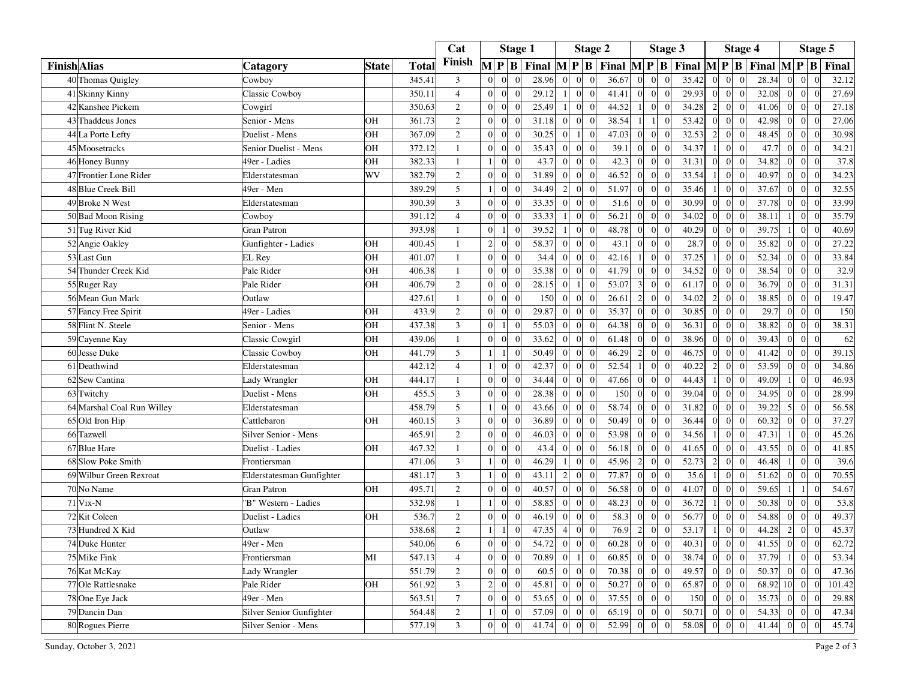| Finish | Alias | Catagory | State | Total | Cat Finish | Stage 1 | | | | Stage 2 | | | | Stage 3 | | | | Stage 4 | | | | Stage 5 | | | |
|---|---|---|---|---|---|---|---|---|---|---|---|---|---|---|---|---|---|---|---|---|---|---|---|---|---|
| | | | | | | M | P | B | Final | M | P | B | Final | M | P | B | Final | M | P | B | Final | M | P | B | Final |
| 40 | Thomas Quigley | Cowboy | | 345.41 | 3 | 0 | 0 | 0 | 28.96 | 0 | 0 | 0 | 36.67 | 0 | 0 | 0 | 35.42 | 0 | 0 | 0 | 28.34 | 0 | 0 | 0 | 32.12 |
| 41 | Skinny Kinny | Classic Cowboy | | 350.11 | 4 | 0 | 0 | 0 | 29.12 | 1 | 0 | 0 | 41.41 | 0 | 0 | 0 | 29.93 | 0 | 0 | 0 | 32.08 | 0 | 0 | 0 | 27.69 |
| 42 | Kanshee Pickem | Cowgirl | | 350.63 | 2 | 0 | 0 | 0 | 25.49 | 1 | 0 | 0 | 44.52 | 1 | 0 | 0 | 34.28 | 2 | 0 | 0 | 41.06 | 0 | 0 | 0 | 27.18 |
| 43 | Thaddeus Jones | Senior - Mens | OH | 361.73 | 2 | 0 | 0 | 0 | 31.18 | 0 | 0 | 0 | 38.54 | 1 | 1 | 0 | 53.42 | 0 | 0 | 0 | 42.98 | 0 | 0 | 0 | 27.06 |
| 44 | La Porte Lefty | Duelist - Mens | OH | 367.09 | 2 | 0 | 0 | 0 | 30.25 | 0 | 1 | 0 | 47.03 | 0 | 0 | 0 | 32.53 | 2 | 0 | 0 | 48.45 | 0 | 0 | 0 | 30.98 |
| 45 | Moosetracks | Senior Duelist - Mens | OH | 372.12 | 1 | 0 | 0 | 0 | 35.43 | 0 | 0 | 0 | 39.1 | 0 | 0 | 0 | 34.37 | 1 | 0 | 0 | 47.7 | 0 | 0 | 0 | 34.21 |
| 46 | Honey Bunny | 49er - Ladies | OH | 382.33 | 1 | 1 | 0 | 0 | 43.7 | 0 | 0 | 0 | 42.3 | 0 | 0 | 0 | 31.31 | 0 | 0 | 0 | 34.82 | 0 | 0 | 0 | 37.8 |
| 47 | Frontier Lone Rider | Elderstatesman | WV | 382.79 | 2 | 0 | 0 | 0 | 31.89 | 0 | 0 | 0 | 46.52 | 0 | 0 | 0 | 33.54 | 1 | 0 | 0 | 40.97 | 0 | 0 | 0 | 34.23 |
| 48 | Blue Creek Bill | 49er - Men | | 389.29 | 5 | 1 | 0 | 0 | 34.49 | 2 | 0 | 0 | 51.97 | 0 | 0 | 0 | 35.46 | 1 | 0 | 0 | 37.67 | 0 | 0 | 0 | 32.55 |
| 49 | Broke N West | Elderstatesman | | 390.39 | 3 | 0 | 0 | 0 | 33.35 | 0 | 0 | 0 | 51.6 | 0 | 0 | 0 | 30.99 | 0 | 0 | 0 | 37.78 | 0 | 0 | 0 | 33.99 |
| 50 | Bad Moon Rising | Cowboy | | 391.12 | 4 | 0 | 0 | 0 | 33.33 | 1 | 0 | 0 | 56.21 | 0 | 0 | 0 | 34.02 | 0 | 0 | 0 | 38.11 | 1 | 0 | 0 | 35.79 |
| 51 | Tug River Kid | Gran Patron | | 393.98 | 1 | 0 | 1 | 0 | 39.52 | 1 | 0 | 0 | 48.78 | 0 | 0 | 0 | 40.29 | 0 | 0 | 0 | 39.75 | 1 | 0 | 0 | 40.69 |
| 52 | Angie Oakley | Gunfighter - Ladies | OH | 400.45 | 1 | 2 | 0 | 0 | 58.37 | 0 | 0 | 0 | 43.1 | 0 | 0 | 0 | 28.7 | 0 | 0 | 0 | 35.82 | 0 | 0 | 0 | 27.22 |
| 53 | Last Gun | EL Rey | OH | 401.07 | 1 | 0 | 0 | 0 | 34.4 | 0 | 0 | 0 | 42.16 | 1 | 0 | 0 | 37.25 | 1 | 0 | 0 | 52.34 | 0 | 0 | 0 | 33.84 |
| 54 | Thunder Creek Kid | Pale Rider | OH | 406.38 | 1 | 0 | 0 | 0 | 35.38 | 0 | 0 | 0 | 41.79 | 0 | 0 | 0 | 34.52 | 0 | 0 | 0 | 38.54 | 0 | 0 | 0 | 32.9 |
| 55 | Ruger Ray | Pale Rider | OH | 406.79 | 2 | 0 | 0 | 0 | 28.15 | 0 | 1 | 0 | 53.07 | 3 | 0 | 0 | 61.17 | 0 | 0 | 0 | 36.79 | 0 | 0 | 0 | 31.31 |
| 56 | Mean Gun Mark | Outlaw | | 427.61 | 1 | 0 | 0 | 0 | 150 | 0 | 0 | 0 | 26.61 | 2 | 0 | 0 | 34.02 | 2 | 0 | 0 | 38.85 | 0 | 0 | 0 | 19.47 |
| 57 | Fancy Free Spirit | 49er - Ladies | OH | 433.9 | 2 | 0 | 0 | 0 | 29.87 | 0 | 0 | 0 | 35.37 | 0 | 0 | 0 | 30.85 | 0 | 0 | 0 | 29.7 | 0 | 0 | 0 | 150 |
| 58 | Flint N. Steele | Senior - Mens | OH | 437.38 | 3 | 0 | 1 | 0 | 55.03 | 0 | 0 | 0 | 64.38 | 0 | 0 | 0 | 36.31 | 0 | 0 | 0 | 38.82 | 0 | 0 | 0 | 38.31 |
| 59 | Cayenne Kay | Classic Cowgirl | OH | 439.06 | 1 | 0 | 0 | 0 | 33.62 | 0 | 0 | 0 | 61.48 | 0 | 0 | 0 | 38.96 | 0 | 0 | 0 | 39.43 | 0 | 0 | 0 | 62 |
| 60 | Jesse Duke | Classic Cowboy | OH | 441.79 | 5 | 1 | 1 | 0 | 50.49 | 0 | 0 | 0 | 46.29 | 2 | 0 | 0 | 46.75 | 0 | 0 | 0 | 41.42 | 0 | 0 | 0 | 39.15 |
| 61 | Deathwind | Elderstatesman | | 442.12 | 4 | 1 | 0 | 0 | 42.37 | 0 | 0 | 0 | 52.54 | 1 | 0 | 0 | 40.22 | 2 | 0 | 0 | 53.59 | 0 | 0 | 0 | 34.86 |
| 62 | Sew Cantina | Lady Wrangler | OH | 444.17 | 1 | 0 | 0 | 0 | 34.44 | 0 | 0 | 0 | 47.66 | 0 | 0 | 0 | 44.43 | 1 | 0 | 0 | 49.09 | 1 | 0 | 0 | 46.93 |
| 63 | Twitchy | Duelist - Mens | OH | 455.5 | 3 | 0 | 0 | 0 | 28.38 | 0 | 0 | 0 | 150 | 0 | 0 | 0 | 39.04 | 0 | 0 | 0 | 34.95 | 0 | 0 | 0 | 28.99 |
| 64 | Marshal Coal Run Willey | Elderstatesman | | 458.79 | 5 | 1 | 0 | 0 | 43.66 | 0 | 0 | 0 | 58.74 | 0 | 0 | 0 | 31.82 | 0 | 0 | 0 | 39.22 | 5 | 0 | 0 | 56.58 |
| 65 | Old Iron Hip | Cattlebaron | OH | 460.15 | 3 | 0 | 0 | 0 | 36.89 | 0 | 0 | 0 | 50.49 | 0 | 0 | 0 | 36.44 | 0 | 0 | 0 | 60.32 | 0 | 0 | 0 | 37.27 |
| 66 | Tazwell | Silver Senior - Mens | | 465.91 | 2 | 0 | 0 | 0 | 46.03 | 0 | 0 | 0 | 53.98 | 0 | 0 | 0 | 34.56 | 1 | 0 | 0 | 47.31 | 1 | 0 | 0 | 45.26 |
| 67 | Blue Hare | Duelist - Ladies | OH | 467.32 | 1 | 0 | 0 | 0 | 43.4 | 0 | 0 | 0 | 56.18 | 0 | 0 | 0 | 41.65 | 0 | 0 | 0 | 43.55 | 0 | 0 | 0 | 41.85 |
| 68 | Slow Poke Smith | Frontiersman | | 471.06 | 3 | 1 | 0 | 0 | 46.29 | 1 | 0 | 0 | 45.96 | 2 | 0 | 0 | 52.73 | 2 | 0 | 0 | 46.48 | 1 | 0 | 0 | 39.6 |
| 69 | Wilbur Green Rexroat | Elderstatesman Gunfighter | | 481.17 | 3 | 1 | 0 | 0 | 43.11 | 2 | 0 | 0 | 77.87 | 0 | 0 | 0 | 35.6 | 1 | 0 | 0 | 51.62 | 0 | 0 | 0 | 70.55 |
| 70 | No Name | Gran Patron | OH | 495.71 | 2 | 0 | 0 | 0 | 40.57 | 0 | 0 | 0 | 56.58 | 0 | 0 | 0 | 41.07 | 0 | 0 | 0 | 59.65 | 1 | 1 | 0 | 54.67 |
| 71 | Vix-N | "B" Western - Ladies | | 532.98 | 1 | 1 | 0 | 0 | 58.85 | 0 | 0 | 0 | 48.23 | 0 | 0 | 0 | 36.72 | 1 | 0 | 0 | 50.38 | 0 | 0 | 0 | 53.8 |
| 72 | Kit Coleen | Duelist - Ladies | OH | 536.7 | 2 | 0 | 0 | 0 | 46.19 | 0 | 0 | 0 | 58.3 | 0 | 0 | 0 | 56.77 | 0 | 0 | 0 | 54.88 | 0 | 0 | 0 | 49.37 |
| 73 | Hundred X Kid | Outlaw | | 538.68 | 2 | 1 | 1 | 0 | 47.35 | 4 | 0 | 0 | 76.9 | 2 | 0 | 0 | 53.17 | 1 | 0 | 0 | 44.28 | 2 | 0 | 0 | 45.37 |
| 74 | Duke Hunter | 49er - Men | | 540.06 | 6 | 0 | 0 | 0 | 54.72 | 0 | 0 | 0 | 60.28 | 0 | 0 | 0 | 40.31 | 0 | 0 | 0 | 41.55 | 0 | 0 | 0 | 62.72 |
| 75 | Mike Fink | Frontiersman | MI | 547.13 | 4 | 0 | 0 | 0 | 70.89 | 0 | 1 | 0 | 60.85 | 0 | 0 | 0 | 38.74 | 0 | 0 | 0 | 37.79 | 1 | 0 | 0 | 53.34 |
| 76 | Kat McKay | Lady Wrangler | | 551.79 | 2 | 0 | 0 | 0 | 60.5 | 0 | 0 | 0 | 70.38 | 0 | 0 | 0 | 49.57 | 0 | 0 | 0 | 50.37 | 0 | 0 | 0 | 47.36 |
| 77 | Ole Rattlesnake | Pale Rider | OH | 561.92 | 3 | 2 | 0 | 0 | 45.81 | 0 | 0 | 0 | 50.27 | 0 | 0 | 0 | 65.87 | 0 | 0 | 0 | 68.92 | 10 | 0 | 0 | 101.42 |
| 78 | One Eye Jack | 49er - Men | | 563.51 | 7 | 0 | 0 | 0 | 53.65 | 0 | 0 | 0 | 37.55 | 0 | 0 | 0 | 150 | 0 | 0 | 0 | 35.73 | 0 | 0 | 0 | 29.88 |
| 79 | Dancin Dan | Silver Senior Gunfighter | | 564.48 | 2 | 1 | 0 | 0 | 57.09 | 0 | 0 | 0 | 65.19 | 0 | 0 | 0 | 50.71 | 0 | 0 | 0 | 54.33 | 0 | 0 | 0 | 47.34 |
| 80 | Rogues Pierre | Silver Senior - Mens | | 577.19 | 3 | 0 | 0 | 0 | 41.74 | 0 | 0 | 0 | 52.99 | 0 | 0 | 0 | 58.08 | 0 | 0 | 0 | 41.44 | 0 | 0 | 0 | 45.74 |

Sunday, October 3, 2021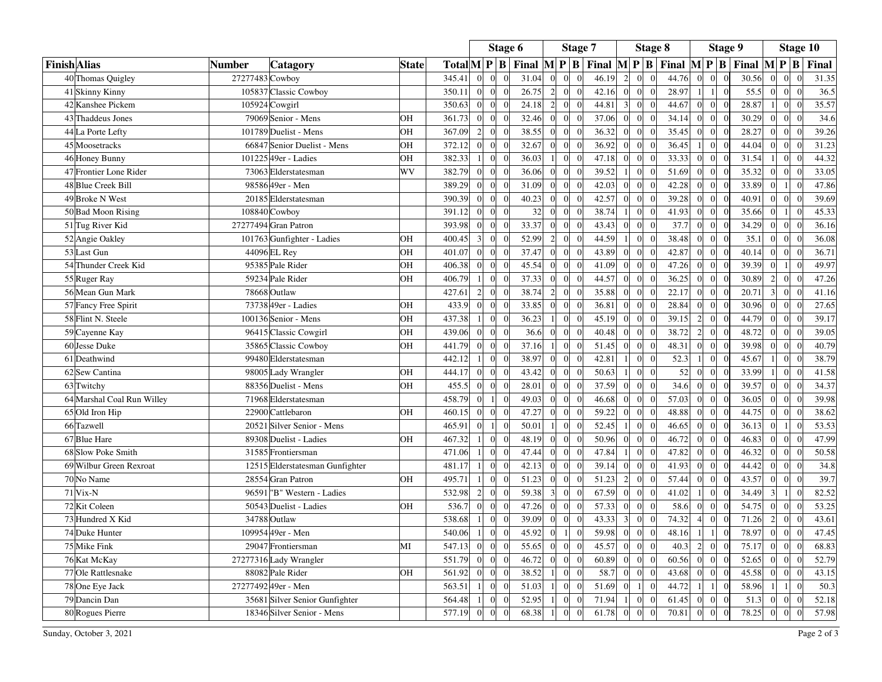| Finish | Alias | Number | Catagory | State | Total | Stage 6 | | | | Stage 7 | | | | Stage 8 | | | | Stage 9 | | | | Stage 10 | | | |
|---|---|---|---|---|---|---|---|---|---|---|---|---|---|---|---|---|---|---|---|---|---|---|---|---|---|
| | | | | | | M | P | B | Final | M | P | B | Final | M | P | B | Final | M | P | B | Final | M | P | B | Final |
| 40 | Thomas Quigley | 27277483 | Cowboy | | 345.41 | 0 | 0 | 0 | 31.04 | 0 | 0 | 0 | 46.19 | 2 | 0 | 0 | 44.76 | 0 | 0 | 0 | 30.56 | 0 | 0 | 0 | 31.35 |
| 41 | Skinny Kinny | 105837 | Classic Cowboy | | 350.11 | 0 | 0 | 0 | 26.75 | 2 | 0 | 0 | 42.16 | 0 | 0 | 0 | 28.97 | 1 | 1 | 0 | 55.5 | 0 | 0 | 0 | 36.5 |
| 42 | Kanshee Pickem | 105924 | Cowgirl | | 350.63 | 0 | 0 | 0 | 24.18 | 2 | 0 | 0 | 44.81 | 3 | 0 | 0 | 44.67 | 0 | 0 | 0 | 28.87 | 1 | 0 | 0 | 35.57 |
| 43 | Thaddeus Jones | 79069 | Senior - Mens | OH | 361.73 | 0 | 0 | 0 | 32.46 | 0 | 0 | 0 | 37.06 | 0 | 0 | 0 | 34.14 | 0 | 0 | 0 | 30.29 | 0 | 0 | 0 | 34.6 |
| 44 | La Porte Lefty | 101789 | Duelist - Mens | OH | 367.09 | 2 | 0 | 0 | 38.55 | 0 | 0 | 0 | 36.32 | 0 | 0 | 0 | 35.45 | 0 | 0 | 0 | 28.27 | 0 | 0 | 0 | 39.26 |
| 45 | Moosetracks | 66847 | Senior Duelist - Mens | OH | 372.12 | 0 | 0 | 0 | 32.67 | 0 | 0 | 0 | 36.92 | 0 | 0 | 0 | 36.45 | 1 | 0 | 0 | 44.04 | 0 | 0 | 0 | 31.23 |
| 46 | Honey Bunny | 101225 | 49er - Ladies | OH | 382.33 | 1 | 0 | 0 | 36.03 | 1 | 0 | 0 | 47.18 | 0 | 0 | 0 | 33.33 | 0 | 0 | 0 | 31.54 | 1 | 0 | 0 | 44.32 |
| 47 | Frontier Lone Rider | 73063 | Elderstatesman | WV | 382.79 | 0 | 0 | 0 | 36.06 | 0 | 0 | 0 | 39.52 | 1 | 0 | 0 | 51.69 | 0 | 0 | 0 | 35.32 | 0 | 0 | 0 | 33.05 |
| 48 | Blue Creek Bill | 98586 | 49er - Men | | 389.29 | 0 | 0 | 0 | 31.09 | 0 | 0 | 0 | 42.03 | 0 | 0 | 0 | 42.28 | 0 | 0 | 0 | 33.89 | 0 | 1 | 0 | 47.86 |
| 49 | Broke N West | 20185 | Elderstatesman | | 390.39 | 0 | 0 | 0 | 40.23 | 0 | 0 | 0 | 42.57 | 0 | 0 | 0 | 39.28 | 0 | 0 | 0 | 40.91 | 0 | 0 | 0 | 39.69 |
| 50 | Bad Moon Rising | 108840 | Cowboy | | 391.12 | 0 | 0 | 0 | 32 | 0 | 0 | 0 | 38.74 | 1 | 0 | 0 | 41.93 | 0 | 0 | 0 | 35.66 | 0 | 1 | 0 | 45.33 |
| 51 | Tug River Kid | 27277494 | Gran Patron | | 393.98 | 0 | 0 | 0 | 33.37 | 0 | 0 | 0 | 43.43 | 0 | 0 | 0 | 37.7 | 0 | 0 | 0 | 34.29 | 0 | 0 | 0 | 36.16 |
| 52 | Angie Oakley | 101763 | Gunfighter - Ladies | OH | 400.45 | 3 | 0 | 0 | 52.99 | 2 | 0 | 0 | 44.59 | 1 | 0 | 0 | 38.48 | 0 | 0 | 0 | 35.1 | 0 | 0 | 0 | 36.08 |
| 53 | Last Gun | 44096 | EL Rey | OH | 401.07 | 0 | 0 | 0 | 37.47 | 0 | 0 | 0 | 43.89 | 0 | 0 | 0 | 42.87 | 0 | 0 | 0 | 40.14 | 0 | 0 | 0 | 36.71 |
| 54 | Thunder Creek Kid | 95385 | Pale Rider | OH | 406.38 | 0 | 0 | 0 | 45.54 | 0 | 0 | 0 | 41.09 | 0 | 0 | 0 | 47.26 | 0 | 0 | 0 | 39.39 | 0 | 1 | 0 | 49.97 |
| 55 | Ruger Ray | 59234 | Pale Rider | OH | 406.79 | 1 | 0 | 0 | 37.33 | 0 | 0 | 0 | 44.57 | 0 | 0 | 0 | 36.25 | 0 | 0 | 0 | 30.89 | 2 | 0 | 0 | 47.26 |
| 56 | Mean Gun Mark | 78668 | Outlaw | | 427.61 | 2 | 0 | 0 | 38.74 | 2 | 0 | 0 | 35.88 | 0 | 0 | 0 | 22.17 | 0 | 0 | 0 | 20.71 | 3 | 0 | 0 | 41.16 |
| 57 | Fancy Free Spirit | 73738 | 49er - Ladies | OH | 433.9 | 0 | 0 | 0 | 33.85 | 0 | 0 | 0 | 36.81 | 0 | 0 | 0 | 28.84 | 0 | 0 | 0 | 30.96 | 0 | 0 | 0 | 27.65 |
| 58 | Flint N. Steele | 100136 | Senior - Mens | OH | 437.38 | 1 | 0 | 0 | 36.23 | 1 | 0 | 0 | 45.19 | 0 | 0 | 0 | 39.15 | 2 | 0 | 0 | 44.79 | 0 | 0 | 0 | 39.17 |
| 59 | Cayenne Kay | 96415 | Classic Cowgirl | OH | 439.06 | 0 | 0 | 0 | 36.6 | 0 | 0 | 0 | 40.48 | 0 | 0 | 0 | 38.72 | 2 | 0 | 0 | 48.72 | 0 | 0 | 0 | 39.05 |
| 60 | Jesse Duke | 35865 | Classic Cowboy | OH | 441.79 | 0 | 0 | 0 | 37.16 | 1 | 0 | 0 | 51.45 | 0 | 0 | 0 | 48.31 | 0 | 0 | 0 | 39.98 | 0 | 0 | 0 | 40.79 |
| 61 | Deathwind | 99480 | Elderstatesman | | 442.12 | 1 | 0 | 0 | 38.97 | 0 | 0 | 0 | 42.81 | 1 | 0 | 0 | 52.3 | 1 | 0 | 0 | 45.67 | 1 | 0 | 0 | 38.79 |
| 62 | Sew Cantina | 98005 | Lady Wrangler | OH | 444.17 | 0 | 0 | 0 | 43.42 | 0 | 0 | 0 | 50.63 | 1 | 0 | 0 | 52 | 0 | 0 | 0 | 33.99 | 1 | 0 | 0 | 41.58 |
| 63 | Twitchy | 88356 | Duelist - Mens | OH | 455.5 | 0 | 0 | 0 | 28.01 | 0 | 0 | 0 | 37.59 | 0 | 0 | 0 | 34.6 | 0 | 0 | 0 | 39.57 | 0 | 0 | 0 | 34.37 |
| 64 | Marshal Coal Run Willey | 71968 | Elderstatesman | | 458.79 | 0 | 1 | 0 | 49.03 | 0 | 0 | 0 | 46.68 | 0 | 0 | 0 | 57.03 | 0 | 0 | 0 | 36.05 | 0 | 0 | 0 | 39.98 |
| 65 | Old Iron Hip | 22900 | Cattlebaron | OH | 460.15 | 0 | 0 | 0 | 47.27 | 0 | 0 | 0 | 59.22 | 0 | 0 | 0 | 48.88 | 0 | 0 | 0 | 44.75 | 0 | 0 | 0 | 38.62 |
| 66 | Tazwell | 20521 | Silver Senior - Mens | | 465.91 | 0 | 1 | 0 | 50.01 | 1 | 0 | 0 | 52.45 | 1 | 0 | 0 | 46.65 | 0 | 0 | 0 | 36.13 | 0 | 1 | 0 | 53.53 |
| 67 | Blue Hare | 89308 | Duelist - Ladies | OH | 467.32 | 1 | 0 | 0 | 48.19 | 0 | 0 | 0 | 50.96 | 0 | 0 | 0 | 46.72 | 0 | 0 | 0 | 46.83 | 0 | 0 | 0 | 47.99 |
| 68 | Slow Poke Smith | 31585 | Frontiersman | | 471.06 | 1 | 0 | 0 | 47.44 | 0 | 0 | 0 | 47.84 | 1 | 0 | 0 | 47.82 | 0 | 0 | 0 | 46.32 | 0 | 0 | 0 | 50.58 |
| 69 | Wilbur Green Rexroat | 12515 | Elderstatesman Gunfighter | | 481.17 | 1 | 0 | 0 | 42.13 | 0 | 0 | 0 | 39.14 | 0 | 0 | 0 | 41.93 | 0 | 0 | 0 | 44.42 | 0 | 0 | 0 | 34.8 |
| 70 | No Name | 28554 | Gran Patron | OH | 495.71 | 1 | 0 | 0 | 51.23 | 0 | 0 | 0 | 51.23 | 2 | 0 | 0 | 57.44 | 0 | 0 | 0 | 43.57 | 0 | 0 | 0 | 39.7 |
| 71 | Vix-N | 96591 | "B" Western - Ladies | | 532.98 | 2 | 0 | 0 | 59.38 | 3 | 0 | 0 | 67.59 | 0 | 0 | 0 | 41.02 | 1 | 0 | 0 | 34.49 | 3 | 1 | 0 | 82.52 |
| 72 | Kit Coleen | 50543 | Duelist - Ladies | OH | 536.7 | 0 | 0 | 0 | 47.26 | 0 | 0 | 0 | 57.33 | 0 | 0 | 0 | 58.6 | 0 | 0 | 0 | 54.75 | 0 | 0 | 0 | 53.25 |
| 73 | Hundred X Kid | 34788 | Outlaw | | 538.68 | 1 | 0 | 0 | 39.09 | 0 | 0 | 0 | 43.33 | 3 | 0 | 0 | 74.32 | 4 | 0 | 0 | 71.26 | 2 | 0 | 0 | 43.61 |
| 74 | Duke Hunter | 109954 | 49er - Men | | 540.06 | 1 | 0 | 0 | 45.92 | 0 | 1 | 0 | 59.98 | 0 | 0 | 0 | 48.16 | 1 | 1 | 0 | 78.97 | 0 | 0 | 0 | 47.45 |
| 75 | Mike Fink | 29047 | Frontiersman | MI | 547.13 | 0 | 0 | 0 | 55.65 | 0 | 0 | 0 | 45.57 | 0 | 0 | 0 | 40.3 | 2 | 0 | 0 | 75.17 | 0 | 0 | 0 | 68.83 |
| 76 | Kat McKay | 27277316 | Lady Wrangler | | 551.79 | 0 | 0 | 0 | 46.72 | 0 | 0 | 0 | 60.89 | 0 | 0 | 0 | 60.56 | 0 | 0 | 0 | 52.65 | 0 | 0 | 0 | 52.79 |
| 77 | Ole Rattlesnake | 88082 | Pale Rider | OH | 561.92 | 0 | 0 | 0 | 38.52 | 1 | 0 | 0 | 58.7 | 0 | 0 | 0 | 43.68 | 0 | 0 | 0 | 45.58 | 0 | 0 | 0 | 43.15 |
| 78 | One Eye Jack | 27277492 | 49er - Men | | 563.51 | 1 | 0 | 0 | 51.03 | 1 | 0 | 0 | 51.69 | 0 | 1 | 0 | 44.72 | 1 | 1 | 0 | 58.96 | 1 | 1 | 0 | 50.3 |
| 79 | Dancin Dan | 35681 | Silver Senior Gunfighter | | 564.48 | 1 | 0 | 0 | 52.95 | 1 | 0 | 0 | 71.94 | 1 | 0 | 0 | 61.45 | 0 | 0 | 0 | 51.3 | 0 | 0 | 0 | 52.18 |
| 80 | Rogues Pierre | 18346 | Silver Senior - Mens | | 577.19 | 0 | 0 | 0 | 68.38 | 1 | 0 | 0 | 61.78 | 0 | 0 | 0 | 70.81 | 0 | 0 | 0 | 78.25 | 0 | 0 | 0 | 57.98 |

Sunday, October 3, 2021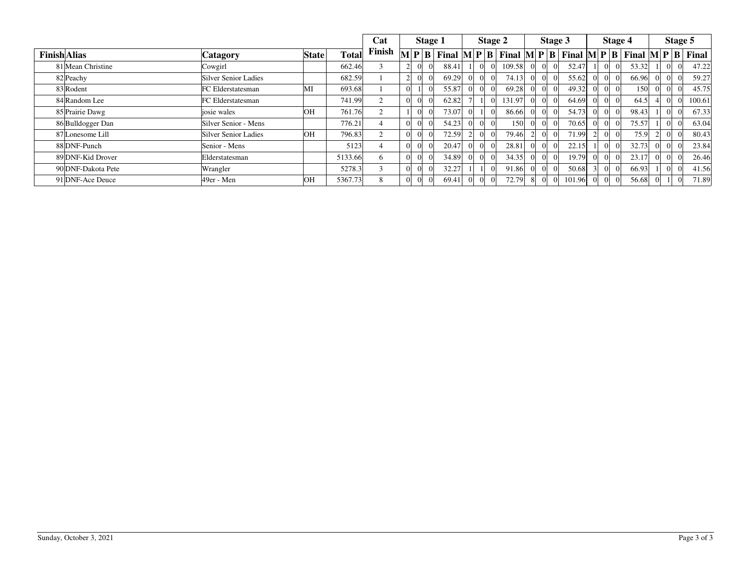| Finish | Alias | Catagory | State | Total | Cat Finish | Stage 1 | | | | Stage 2 | | | | Stage 3 | | | | Stage 4 | | | | Stage 5 | | | |
|---|---|---|---|---|---|---|---|---|---|---|---|---|---|---|---|---|---|---|---|---|---|---|---|---|---|
| | | | | | | M | P | B | Final | M | P | B | Final | M | P | B | Final | M | P | B | Final | M | P | B | Final |
| 81 | Mean Christine | Cowgirl | | 662.46 | 3 | 2 | 0 | 0 | 88.41 | 1 | 0 | 0 | 109.58 | 0 | 0 | 0 | 52.47 | 1 | 0 | 0 | 53.32 | 1 | 0 | 0 | 47.22 |
| 82 | Peachy | Silver Senior Ladies | | 682.59 | 1 | 2 | 0 | 0 | 69.29 | 0 | 0 | 0 | 74.13 | 0 | 0 | 0 | 55.62 | 0 | 0 | 0 | 66.96 | 0 | 0 | 0 | 59.27 |
| 83 | Rodent | FC Elderstatesman | MI | 693.68 | 1 | 0 | 1 | 0 | 55.87 | 0 | 0 | 0 | 69.28 | 0 | 0 | 0 | 49.32 | 0 | 0 | 0 | 150 | 0 | 0 | 0 | 45.75 |
| 84 | Random Lee | FC Elderstatesman | | 741.99 | 2 | 0 | 0 | 0 | 62.82 | 7 | 1 | 0 | 131.97 | 0 | 0 | 0 | 64.69 | 0 | 0 | 0 | 64.5 | 4 | 0 | 0 | 100.61 |
| 85 | Prairie Dawg | josie wales | OH | 761.76 | 2 | 1 | 0 | 0 | 73.07 | 0 | 1 | 0 | 86.66 | 0 | 0 | 0 | 54.73 | 0 | 0 | 0 | 98.43 | 1 | 0 | 0 | 67.33 |
| 86 | Bulldogger Dan | Silver Senior - Mens | | 776.21 | 4 | 0 | 0 | 0 | 54.23 | 0 | 0 | 0 | 150 | 0 | 0 | 0 | 70.65 | 0 | 0 | 0 | 75.57 | 1 | 0 | 0 | 63.04 |
| 87 | Lonesome Lill | Silver Senior Ladies | OH | 796.83 | 2 | 0 | 0 | 0 | 72.59 | 2 | 0 | 0 | 79.46 | 2 | 0 | 0 | 71.99 | 2 | 0 | 0 | 75.9 | 2 | 0 | 0 | 80.43 |
| 88 | DNF-Punch | Senior - Mens | | 5123 | 4 | 0 | 0 | 0 | 20.47 | 0 | 0 | 0 | 28.81 | 0 | 0 | 0 | 22.15 | 1 | 0 | 0 | 32.73 | 0 | 0 | 0 | 23.84 |
| 89 | DNF-Kid Drover | Elderstatesman | | 5133.66 | 6 | 0 | 0 | 0 | 34.89 | 0 | 0 | 0 | 34.35 | 0 | 0 | 0 | 19.79 | 0 | 0 | 0 | 23.17 | 0 | 0 | 0 | 26.46 |
| 90 | DNF-Dakota Pete | Wrangler | | 5278.3 | 3 | 0 | 0 | 0 | 32.27 | 1 | 1 | 0 | 91.86 | 0 | 0 | 0 | 50.68 | 3 | 0 | 0 | 66.93 | 1 | 0 | 0 | 41.56 |
| 91 | DNF-Ace Deuce | 49er - Men | OH | 5367.73 | 8 | 0 | 0 | 0 | 69.41 | 0 | 0 | 0 | 72.79 | 8 | 0 | 0 | 101.96 | 0 | 0 | 0 | 56.68 | 0 | 1 | 0 | 71.89 |

Sunday, October 3, 2021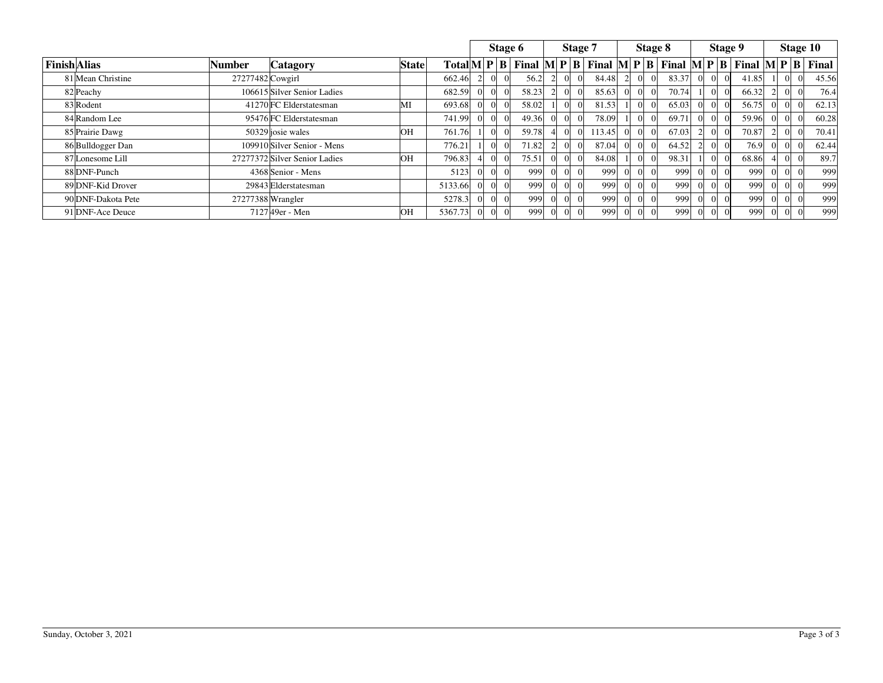| | | | | | | Stage 6 | | | | Stage 7 | | | | Stage 8 | | | | Stage 9 | | | | Stage 10 | | | |
|---|---|---|---|---|---|---|---|---|---|---|---|---|---|---|---|---|---|---|---|---|---|---|---|---|---|
| **Finish** | **Alias** | **Number** | **Catagory** | **State** | **Total** | **M** | **P** | **B** | **Final** | **M** | **P** | **B** | **Final** | **M** | **P** | **B** | **Final** | **M** | **P** | **B** | **Final** | **M** | **P** | **B** | **Final** |
| 81 | Mean Christine | 27277482 | Cowgirl | | 662.46 | 2 | 0 | 0 | 56.2 | 2 | 0 | 0 | 84.48 | 2 | 0 | 0 | 83.37 | 0 | 0 | 0 | 41.85 | 1 | 0 | 0 | 45.56 |
| 82 | Peachy | 106615 | Silver Senior Ladies | | 682.59 | 0 | 0 | 0 | 58.23 | 2 | 0 | 0 | 85.63 | 0 | 0 | 0 | 70.74 | 1 | 0 | 0 | 66.32 | 2 | 0 | 0 | 76.4 |
| 83 | Rodent | 41270 | FC Elderstatesman | MI | 693.68 | 0 | 0 | 0 | 58.02 | 1 | 0 | 0 | 81.53 | 1 | 0 | 0 | 65.03 | 0 | 0 | 0 | 56.75 | 0 | 0 | 0 | 62.13 |
| 84 | Random Lee | 95476 | FC Elderstatesman | | 741.99 | 0 | 0 | 0 | 49.36 | 0 | 0 | 0 | 78.09 | 1 | 0 | 0 | 69.71 | 0 | 0 | 0 | 59.96 | 0 | 0 | 0 | 60.28 |
| 85 | Prairie Dawg | 50329 | josie wales | OH | 761.76 | 1 | 0 | 0 | 59.78 | 4 | 0 | 0 | 113.45 | 0 | 0 | 0 | 67.03 | 2 | 0 | 0 | 70.87 | 2 | 0 | 0 | 70.41 |
| 86 | Bulldogger Dan | 109910 | Silver Senior - Mens | | 776.21 | 1 | 0 | 0 | 71.82 | 2 | 0 | 0 | 87.04 | 0 | 0 | 0 | 64.52 | 2 | 0 | 0 | 76.9 | 0 | 0 | 0 | 62.44 |
| 87 | Lonesome Lill | 27277372 | Silver Senior Ladies | OH | 796.83 | 4 | 0 | 0 | 75.51 | 0 | 0 | 0 | 84.08 | 1 | 0 | 0 | 98.31 | 1 | 0 | 0 | 68.86 | 4 | 0 | 0 | 89.7 |
| 88 | DNF-Punch | 4368 | Senior - Mens | | 5123 | 0 | 0 | 0 | 999 | 0 | 0 | 0 | 999 | 0 | 0 | 0 | 999 | 0 | 0 | 0 | 999 | 0 | 0 | 0 | 999 |
| 89 | DNF-Kid Drover | 29843 | Elderstatesman | | 5133.66 | 0 | 0 | 0 | 999 | 0 | 0 | 0 | 999 | 0 | 0 | 0 | 999 | 0 | 0 | 0 | 999 | 0 | 0 | 0 | 999 |
| 90 | DNF-Dakota Pete | 27277388 | Wrangler | | 5278.3 | 0 | 0 | 0 | 999 | 0 | 0 | 0 | 999 | 0 | 0 | 0 | 999 | 0 | 0 | 0 | 999 | 0 | 0 | 0 | 999 |
| 91 | DNF-Ace Deuce | 7127 | 49er - Men | OH | 5367.73 | 0 | 0 | 0 | 999 | 0 | 0 | 0 | 999 | 0 | 0 | 0 | 999 | 0 | 0 | 0 | 999 | 0 | 0 | 0 | 999 |

Sunday, October 3, 2021